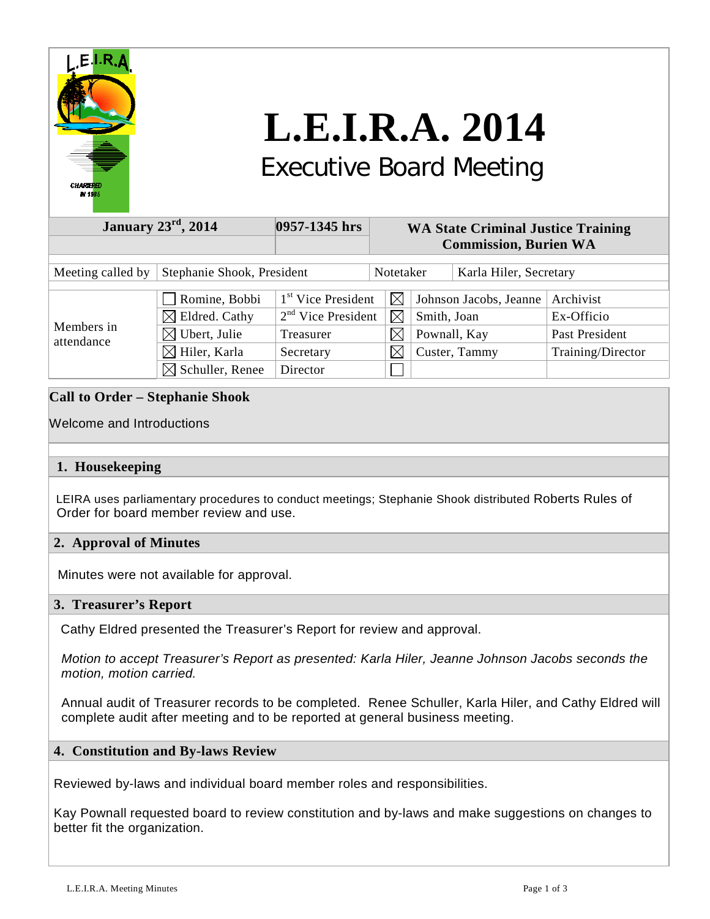# L.E.I.R.A. 2014

## Executive Board Meeting

| January 23rd, 2014 | 0957-1345 hrs | WA State Criminal Justice Training Commission, Burien WA |
|---|---|---|

| Meeting called by | Stephanie Shook, President | Notetaker | Karla Hiler, Secretary |
|---|---|---|---|

| | | | | | |
|---|---|---|---|---|---|
| Members in attendance | ☐ Romine, Bobbi | 1st Vice President | ☒ | Johnson Jacobs, Jeanne | Archivist |
| | ☒ Eldred. Cathy | 2nd Vice President | ☒ | Smith, Joan | Ex-Officio |
| | ☒ Ubert, Julie | Treasurer | ☒ | Pownall, Kay | Past President |
| | ☒ Hiler, Karla | Secretary | ☒ | Custer, Tammy | Training/Director |
| | ☒ Schuller, Renee | Director | ☐ | | |

## Call to Order – Stephanie Shook

Welcome and Introductions

## 1. Housekeeping

LEIRA uses parliamentary procedures to conduct meetings; Stephanie Shook distributed Roberts Rules of Order for board member review and use.

## 2. Approval of Minutes

Minutes were not available for approval.

## 3. Treasurer's Report

Cathy Eldred presented the Treasurer's Report for review and approval.

*Motion to accept Treasurer's Report as presented: Karla Hiler, Jeanne Johnson Jacobs seconds the motion, motion carried.*

Annual audit of Treasurer records to be completed. Renee Schuller, Karla Hiler, and Cathy Eldred will complete audit after meeting and to be reported at general business meeting.

## 4. Constitution and By-laws Review

Reviewed by-laws and individual board member roles and responsibilities.

Kay Pownall requested board to review constitution and by-laws and make suggestions on changes to better fit the organization.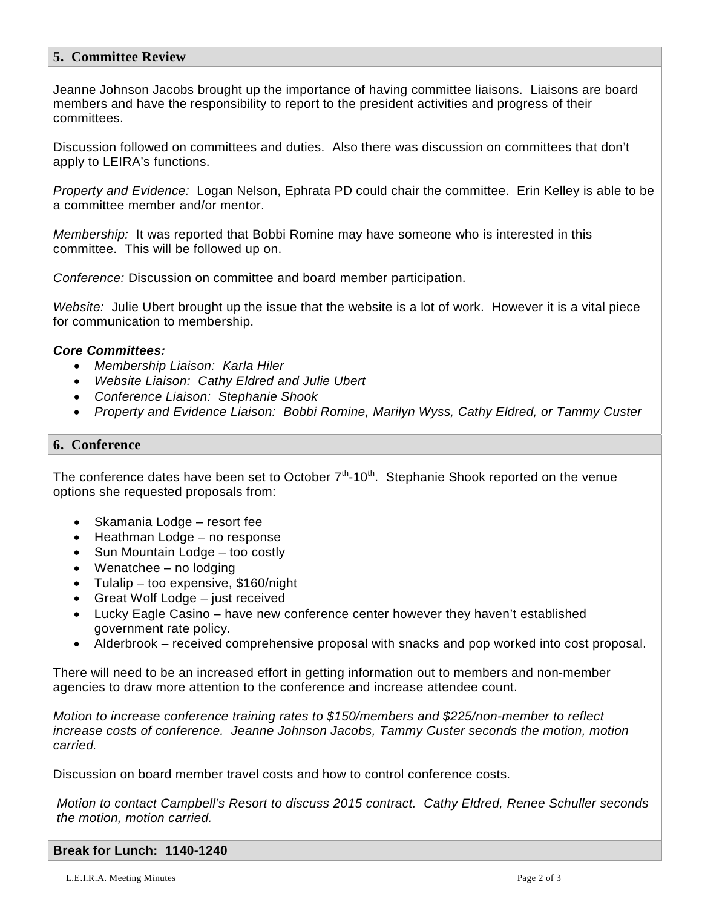## 5. Committee Review

Jeanne Johnson Jacobs brought up the importance of having committee liaisons. Liaisons are board members and have the responsibility to report to the president activities and progress of their committees.

Discussion followed on committees and duties. Also there was discussion on committees that don't apply to LEIRA's functions.

*Property and Evidence:* Logan Nelson, Ephrata PD could chair the committee. Erin Kelley is able to be a committee member and/or mentor.

*Membership:* It was reported that Bobbi Romine may have someone who is interested in this committee. This will be followed up on.

*Conference:* Discussion on committee and board member participation.

*Website:* Julie Ubert brought up the issue that the website is a lot of work. However it is a vital piece for communication to membership.

***Core Committees:***

- *Membership Liaison: Karla Hiler*
- *Website Liaison: Cathy Eldred and Julie Ubert*
- *Conference Liaison: Stephanie Shook*
- *Property and Evidence Liaison: Bobbi Romine, Marilyn Wyss, Cathy Eldred, or Tammy Custer*

## 6. Conference

The conference dates have been set to October 7th-10th. Stephanie Shook reported on the venue options she requested proposals from:

- Skamania Lodge – resort fee
- Heathman Lodge – no response
- Sun Mountain Lodge – too costly
- Wenatchee – no lodging
- Tulalip – too expensive, $160/night
- Great Wolf Lodge – just received
- Lucky Eagle Casino – have new conference center however they haven't established government rate policy.
- Alderbrook – received comprehensive proposal with snacks and pop worked into cost proposal.

There will need to be an increased effort in getting information out to members and non-member agencies to draw more attention to the conference and increase attendee count.

*Motion to increase conference training rates to $150/members and $225/non-member to reflect increase costs of conference. Jeanne Johnson Jacobs, Tammy Custer seconds the motion, motion carried.*

Discussion on board member travel costs and how to control conference costs.

*Motion to contact Campbell's Resort to discuss 2015 contract. Cathy Eldred, Renee Schuller seconds the motion, motion carried.*

**Break for Lunch: 1140-1240**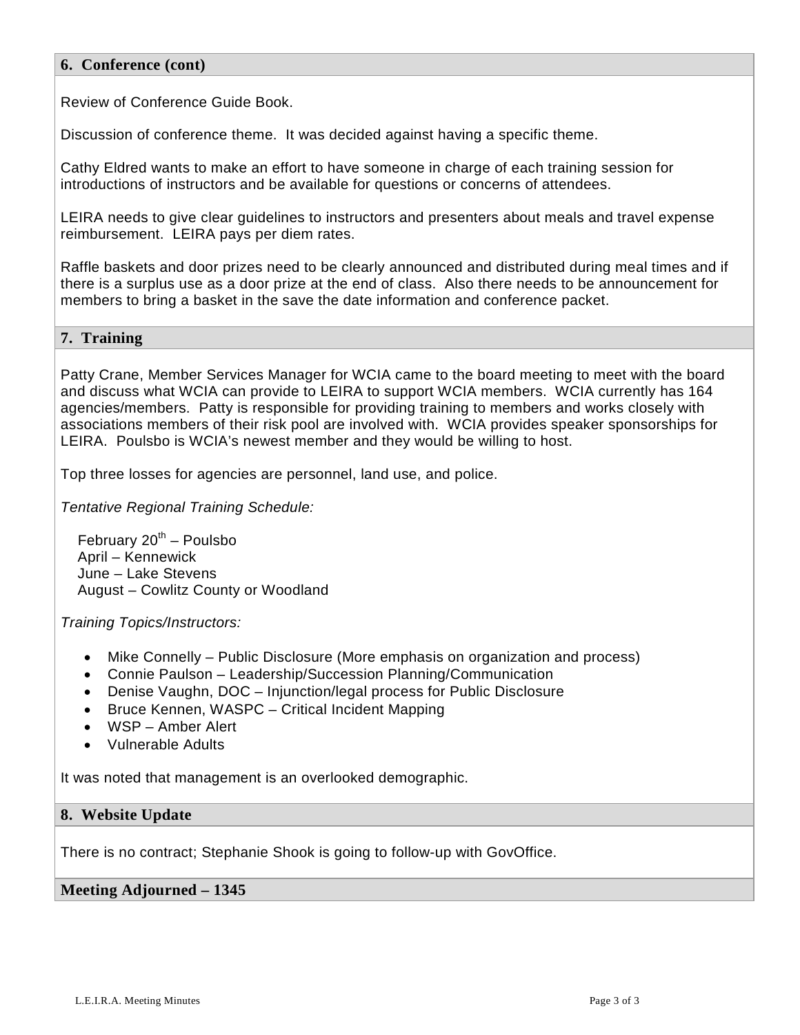## 6. Conference (cont)

Review of Conference Guide Book.

Discussion of conference theme. It was decided against having a specific theme.

Cathy Eldred wants to make an effort to have someone in charge of each training session for introductions of instructors and be available for questions or concerns of attendees.

LEIRA needs to give clear guidelines to instructors and presenters about meals and travel expense reimbursement. LEIRA pays per diem rates.

Raffle baskets and door prizes need to be clearly announced and distributed during meal times and if there is a surplus use as a door prize at the end of class. Also there needs to be announcement for members to bring a basket in the save the date information and conference packet.

## 7. Training

Patty Crane, Member Services Manager for WCIA came to the board meeting to meet with the board and discuss what WCIA can provide to LEIRA to support WCIA members. WCIA currently has 164 agencies/members. Patty is responsible for providing training to members and works closely with associations members of their risk pool are involved with. WCIA provides speaker sponsorships for LEIRA. Poulsbo is WCIA's newest member and they would be willing to host.

Top three losses for agencies are personnel, land use, and police.

*Tentative Regional Training Schedule:*

February 20th – Poulsbo
April – Kennewick
June – Lake Stevens
August – Cowlitz County or Woodland

*Training Topics/Instructors:*

- Mike Connelly – Public Disclosure (More emphasis on organization and process)
- Connie Paulson – Leadership/Succession Planning/Communication
- Denise Vaughn, DOC – Injunction/legal process for Public Disclosure
- Bruce Kennen, WASPC – Critical Incident Mapping
- WSP – Amber Alert
- Vulnerable Adults

It was noted that management is an overlooked demographic.

## 8. Website Update

There is no contract; Stephanie Shook is going to follow-up with GovOffice.

**Meeting Adjourned – 1345**